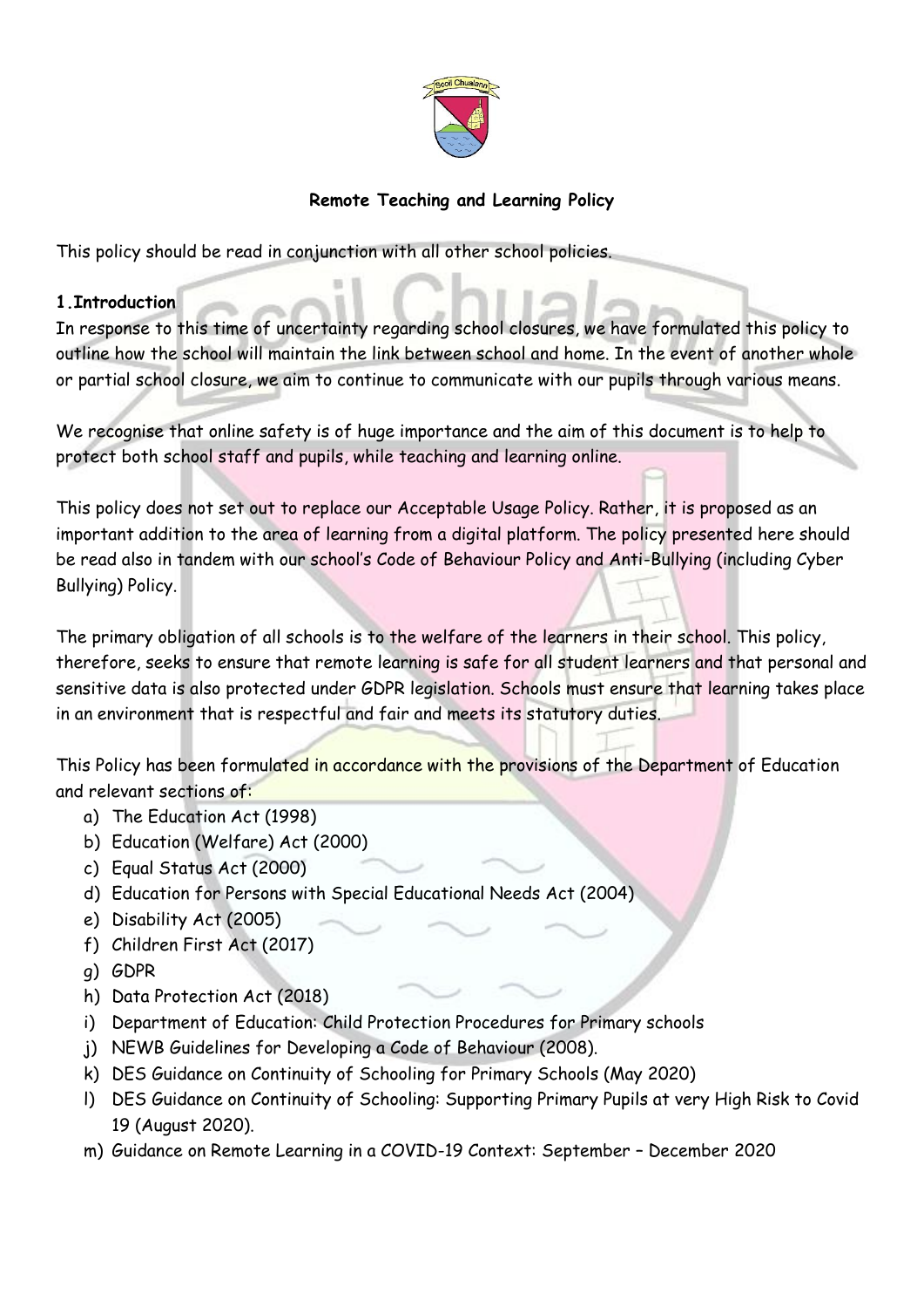**Remote Teaching and Learning Policy**

This policy should be read in conjunction with all other school policies.

**1.Introduction**

In response to this time of uncertainty regarding school closures, we have formulated this policy to outline how the school will maintain the link between school and home. In the event of another whole or partial school closure, we aim to continue to communicate with our pupils through various means.

We recognise that online safety is of huge importance and the aim of this document is to help to protect both school staff and pupils, while teaching and learning online.

This policy does not set out to replace our Acceptable Usage Policy. Rather, it is proposed as an important addition to the area of learning from a digital platform. The policy presented here should be read also in tandem with our school's Code of Behaviour Policy and Anti-Bullying (including Cyber Bullying) Policy.

The primary obligation of all schools is to the welfare of the learners in their school. This policy, therefore, seeks to ensure that remote learning is safe for all student learners and that personal and sensitive data is also protected under GDPR legislation. Schools must ensure that learning takes place in an environment that is respectful and fair and meets its statutory duties.

This Policy has been formulated in accordance with the provisions of the Department of Education and relevant sections of:

a) The Education Act (1998)
b) Education (Welfare) Act (2000)
c) Equal Status Act (2000)
d) Education for Persons with Special Educational Needs Act (2004)
e) Disability Act (2005)
f) Children First Act (2017)
g) GDPR
h) Data Protection Act (2018)
i) Department of Education: Child Protection Procedures for Primary schools
j) NEWB Guidelines for Developing a Code of Behaviour (2008).
k) DES Guidance on Continuity of Schooling for Primary Schools (May 2020)
l) DES Guidance on Continuity of Schooling: Supporting Primary Pupils at very High Risk to Covid 19 (August 2020).
m) Guidance on Remote Learning in a COVID-19 Context: September – December 2020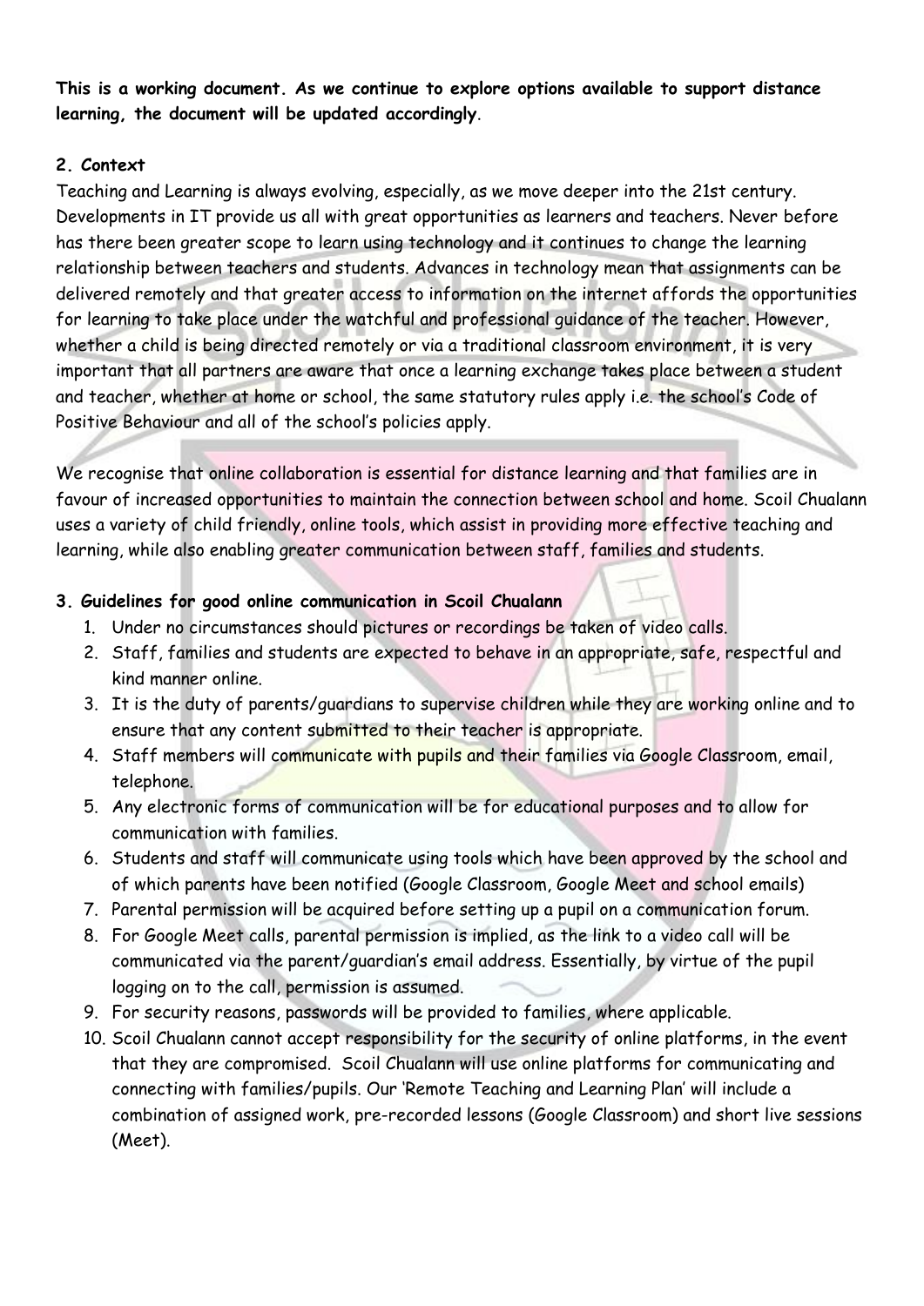**This is a working document. As we continue to explore options available to support distance learning, the document will be updated accordingly**.

## 2. Context

Teaching and Learning is always evolving, especially, as we move deeper into the 21st century. Developments in IT provide us all with great opportunities as learners and teachers. Never before has there been greater scope to learn using technology and it continues to change the learning relationship between teachers and students. Advances in technology mean that assignments can be delivered remotely and that greater access to information on the internet affords the opportunities for learning to take place under the watchful and professional guidance of the teacher. However, whether a child is being directed remotely or via a traditional classroom environment, it is very important that all partners are aware that once a learning exchange takes place between a student and teacher, whether at home or school, the same statutory rules apply i.e. the school's Code of Positive Behaviour and all of the school's policies apply.

We recognise that online collaboration is essential for distance learning and that families are in favour of increased opportunities to maintain the connection between school and home. Scoil Chualann uses a variety of child friendly, online tools, which assist in providing more effective teaching and learning, while also enabling greater communication between staff, families and students.

## 3. Guidelines for good online communication in Scoil Chualann

1. Under no circumstances should pictures or recordings be taken of video calls.
2. Staff, families and students are expected to behave in an appropriate, safe, respectful and kind manner online.
3. It is the duty of parents/guardians to supervise children while they are working online and to ensure that any content submitted to their teacher is appropriate.
4. Staff members will communicate with pupils and their families via Google Classroom, email, telephone.
5. Any electronic forms of communication will be for educational purposes and to allow for communication with families.
6. Students and staff will communicate using tools which have been approved by the school and of which parents have been notified (Google Classroom, Google Meet and school emails)
7. Parental permission will be acquired before setting up a pupil on a communication forum.
8. For Google Meet calls, parental permission is implied, as the link to a video call will be communicated via the parent/guardian's email address. Essentially, by virtue of the pupil logging on to the call, permission is assumed.
9. For security reasons, passwords will be provided to families, where applicable.
10. Scoil Chualann cannot accept responsibility for the security of online platforms, in the event that they are compromised. Scoil Chualann will use online platforms for communicating and connecting with families/pupils. Our 'Remote Teaching and Learning Plan' will include a combination of assigned work, pre-recorded lessons (Google Classroom) and short live sessions (Meet).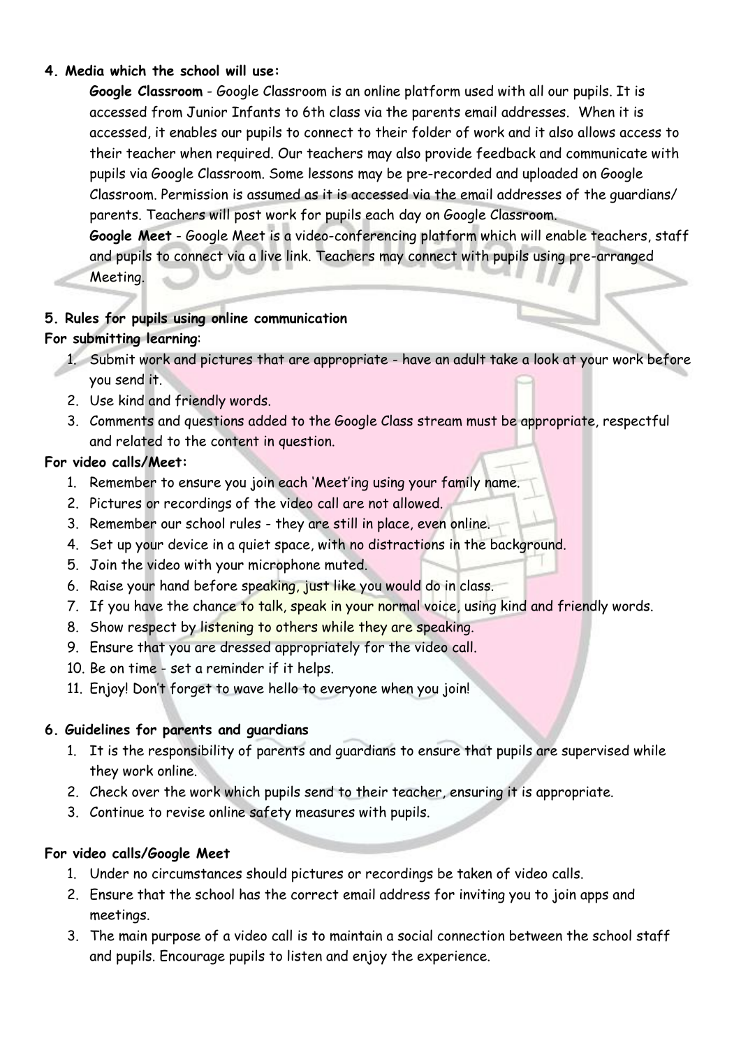**4. Media which the school will use:**

**Google Classroom** - Google Classroom is an online platform used with all our pupils. It is accessed from Junior Infants to 6th class via the parents email addresses. When it is accessed, it enables our pupils to connect to their folder of work and it also allows access to their teacher when required. Our teachers may also provide feedback and communicate with pupils via Google Classroom. Some lessons may be pre-recorded and uploaded on Google Classroom. Permission is assumed as it is accessed via the email addresses of the guardians/ parents. Teachers will post work for pupils each day on Google Classroom.

**Google Meet** - Google Meet is a video-conferencing platform which will enable teachers, staff and pupils to connect via a live link. Teachers may connect with pupils using pre-arranged Meeting.

**5. Rules for pupils using online communication**

**For submitting learning**:

1. Submit work and pictures that are appropriate - have an adult take a look at your work before you send it.
2. Use kind and friendly words.
3. Comments and questions added to the Google Class stream must be appropriate, respectful and related to the content in question.

**For video calls/Meet:**

1. Remember to ensure you join each 'Meet'ing using your family name.
2. Pictures or recordings of the video call are not allowed.
3. Remember our school rules - they are still in place, even online.
4. Set up your device in a quiet space, with no distractions in the background.
5. Join the video with your microphone muted.
6. Raise your hand before speaking, just like you would do in class.
7. If you have the chance to talk, speak in your normal voice, using kind and friendly words.
8. Show respect by listening to others while they are speaking.
9. Ensure that you are dressed appropriately for the video call.
10. Be on time - set a reminder if it helps.
11. Enjoy! Don't forget to wave hello to everyone when you join!

**6. Guidelines for parents and guardians**

1. It is the responsibility of parents and guardians to ensure that pupils are supervised while they work online.
2. Check over the work which pupils send to their teacher, ensuring it is appropriate.
3. Continue to revise online safety measures with pupils.

**For video calls/Google Meet**

1. Under no circumstances should pictures or recordings be taken of video calls.
2. Ensure that the school has the correct email address for inviting you to join apps and meetings.
3. The main purpose of a video call is to maintain a social connection between the school staff and pupils. Encourage pupils to listen and enjoy the experience.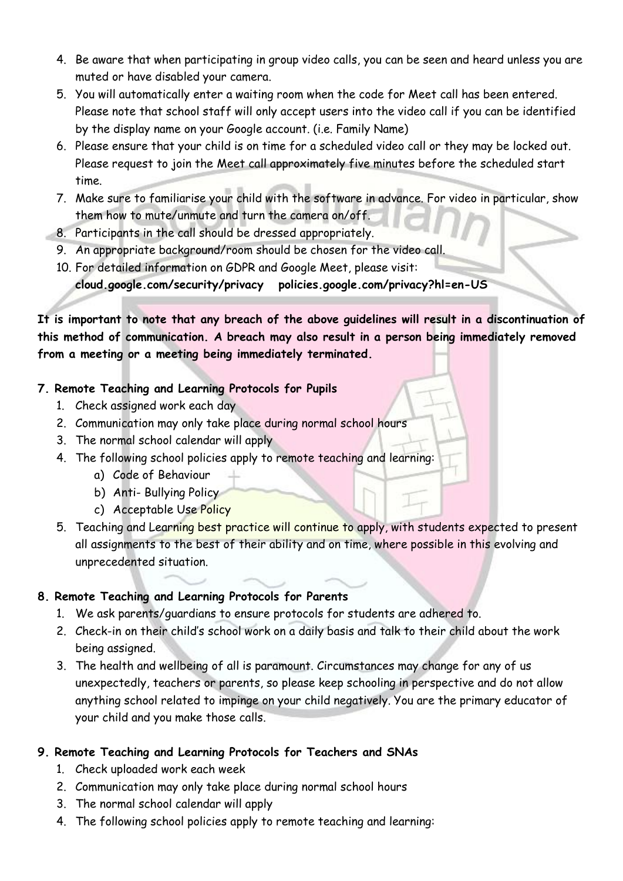4. Be aware that when participating in group video calls, you can be seen and heard unless you are muted or have disabled your camera.
5. You will automatically enter a waiting room when the code for Meet call has been entered. Please note that school staff will only accept users into the video call if you can be identified by the display name on your Google account. (i.e. Family Name)
6. Please ensure that your child is on time for a scheduled video call or they may be locked out. Please request to join the Meet call approximately five minutes before the scheduled start time.
7. Make sure to familiarise your child with the software in advance. For video in particular, show them how to mute/unmute and turn the camera on/off.
8. Participants in the call should be dressed appropriately.
9. An appropriate background/room should be chosen for the video call.
10. For detailed information on GDPR and Google Meet, please visit:
    **cloud.google.com/security/privacy   policies.google.com/privacy?hl=en-US**

**It is important to note that any breach of the above guidelines will result in a discontinuation of this method of communication. A breach may also result in a person being immediately removed from a meeting or a meeting being immediately terminated.**

**7. Remote Teaching and Learning Protocols for Pupils**

1. Check assigned work each day
2. Communication may only take place during normal school hours
3. The normal school calendar will apply
4. The following school policies apply to remote teaching and learning:
    a) Code of Behaviour
    b) Anti- Bullying Policy
    c) Acceptable Use Policy
5. Teaching and Learning best practice will continue to apply, with students expected to present all assignments to the best of their ability and on time, where possible in this evolving and unprecedented situation.

**8. Remote Teaching and Learning Protocols for Parents**

1. We ask parents/guardians to ensure protocols for students are adhered to.
2. Check-in on their child's school work on a daily basis and talk to their child about the work being assigned.
3. The health and wellbeing of all is paramount. Circumstances may change for any of us unexpectedly, teachers or parents, so please keep schooling in perspective and do not allow anything school related to impinge on your child negatively. You are the primary educator of your child and you make those calls.

**9. Remote Teaching and Learning Protocols for Teachers and SNAs**

1. Check uploaded work each week
2. Communication may only take place during normal school hours
3. The normal school calendar will apply
4. The following school policies apply to remote teaching and learning: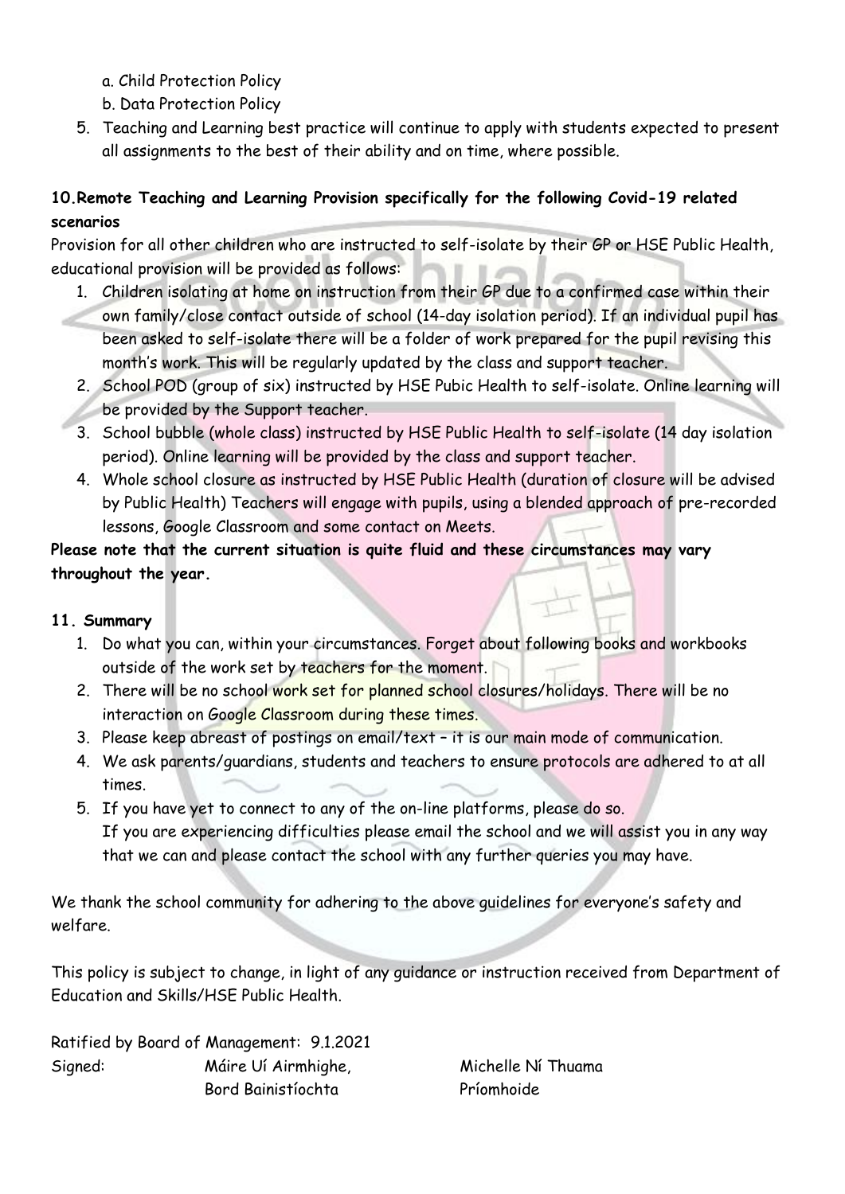a. Child Protection Policy
   b. Data Protection Policy
5. Teaching and Learning best practice will continue to apply with students expected to present all assignments to the best of their ability and on time, where possible.

### 10. Remote Teaching and Learning Provision specifically for the following Covid-19 related scenarios

Provision for all other children who are instructed to self-isolate by their GP or HSE Public Health, educational provision will be provided as follows:

1. Children isolating at home on instruction from their GP due to a confirmed case within their own family/close contact outside of school (14-day isolation period). If an individual pupil has been asked to self-isolate there will be a folder of work prepared for the pupil revising this month's work. This will be regularly updated by the class and support teacher.
2. School POD (group of six) instructed by HSE Pubic Health to self-isolate. Online learning will be provided by the Support teacher.
3. School bubble (whole class) instructed by HSE Public Health to self-isolate (14 day isolation period). Online learning will be provided by the class and support teacher.
4. Whole school closure as instructed by HSE Public Health (duration of closure will be advised by Public Health) Teachers will engage with pupils, using a blended approach of pre-recorded lessons, Google Classroom and some contact on Meets.

**Please note that the current situation is quite fluid and these circumstances may vary throughout the year.**

### 11. Summary

1. Do what you can, within your circumstances. Forget about following books and workbooks outside of the work set by teachers for the moment.
2. There will be no school work set for planned school closures/holidays. There will be no interaction on Google Classroom during these times.
3. Please keep abreast of postings on email/text – it is our main mode of communication.
4. We ask parents/guardians, students and teachers to ensure protocols are adhered to at all times.
5. If you have yet to connect to any of the on-line platforms, please do so.
   If you are experiencing difficulties please email the school and we will assist you in any way that we can and please contact the school with any further queries you may have.

We thank the school community for adhering to the above guidelines for everyone's safety and welfare.

This policy is subject to change, in light of any guidance or instruction received from Department of Education and Skills/HSE Public Health.

Ratified by Board of Management: 9.1.2021

Signed: Máire Uí Airmhighe, Bord Bainistíochta

Michelle Ní Thuama, Príomhoide